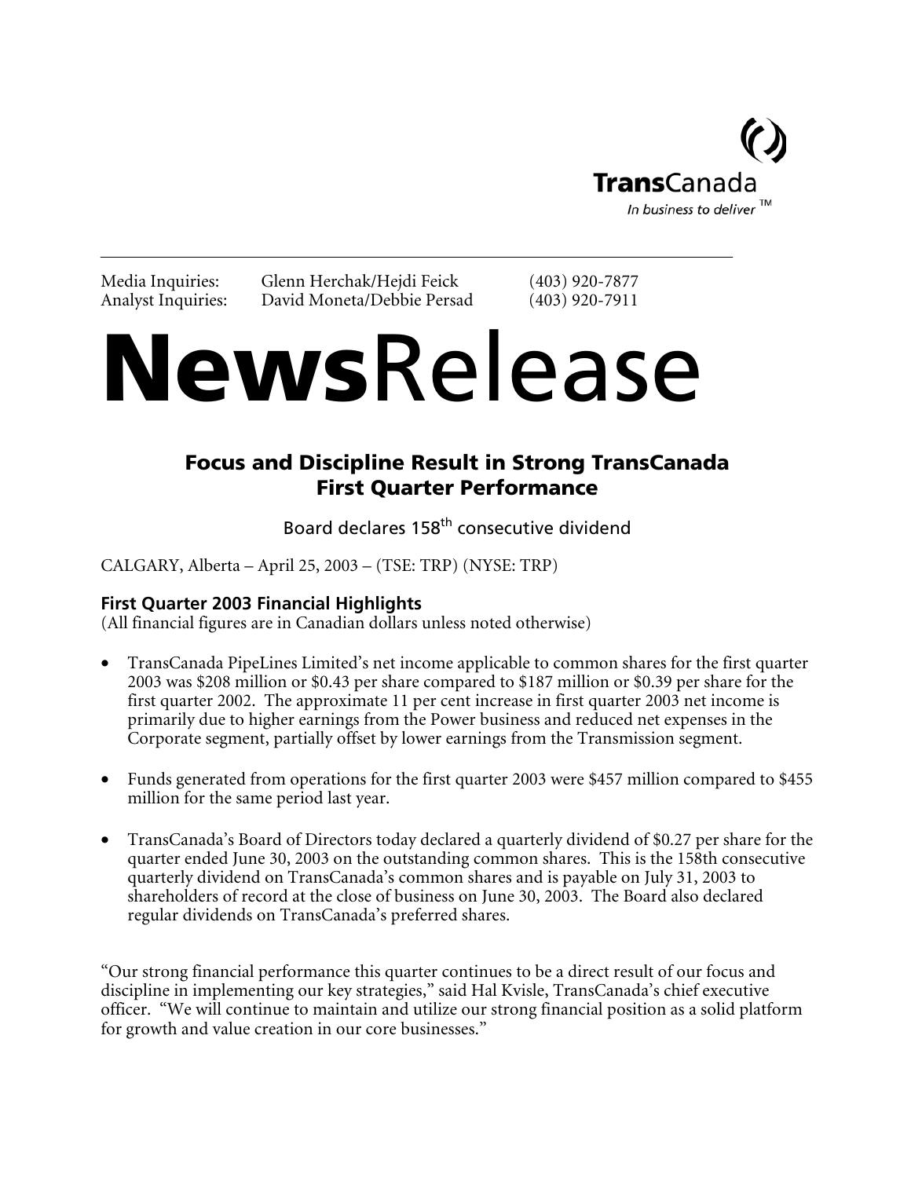TransCanada
*In business to deliver* ™

Media Inquiries: Glenn Herchak/Hejdi Feick (403) 920-7877
Analyst Inquiries: David Moneta/Debbie Persad (403) 920-7911

# **News**Release

## Focus and Discipline Result in Strong TransCanada First Quarter Performance

Board declares 158th consecutive dividend

CALGARY, Alberta – April 25, 2003 – (TSE: TRP) (NYSE: TRP)

### First Quarter 2003 Financial Highlights

(All financial figures are in Canadian dollars unless noted otherwise)

- TransCanada PipeLines Limited's net income applicable to common shares for the first quarter 2003 was $208 million or $0.43 per share compared to $187 million or $0.39 per share for the first quarter 2002. The approximate 11 per cent increase in first quarter 2003 net income is primarily due to higher earnings from the Power business and reduced net expenses in the Corporate segment, partially offset by lower earnings from the Transmission segment.

- Funds generated from operations for the first quarter 2003 were $457 million compared to $455 million for the same period last year.

- TransCanada's Board of Directors today declared a quarterly dividend of $0.27 per share for the quarter ended June 30, 2003 on the outstanding common shares. This is the 158th consecutive quarterly dividend on TransCanada's common shares and is payable on July 31, 2003 to shareholders of record at the close of business on June 30, 2003. The Board also declared regular dividends on TransCanada's preferred shares.

"Our strong financial performance this quarter continues to be a direct result of our focus and discipline in implementing our key strategies," said Hal Kvisle, TransCanada's chief executive officer. "We will continue to maintain and utilize our strong financial position as a solid platform for growth and value creation in our core businesses."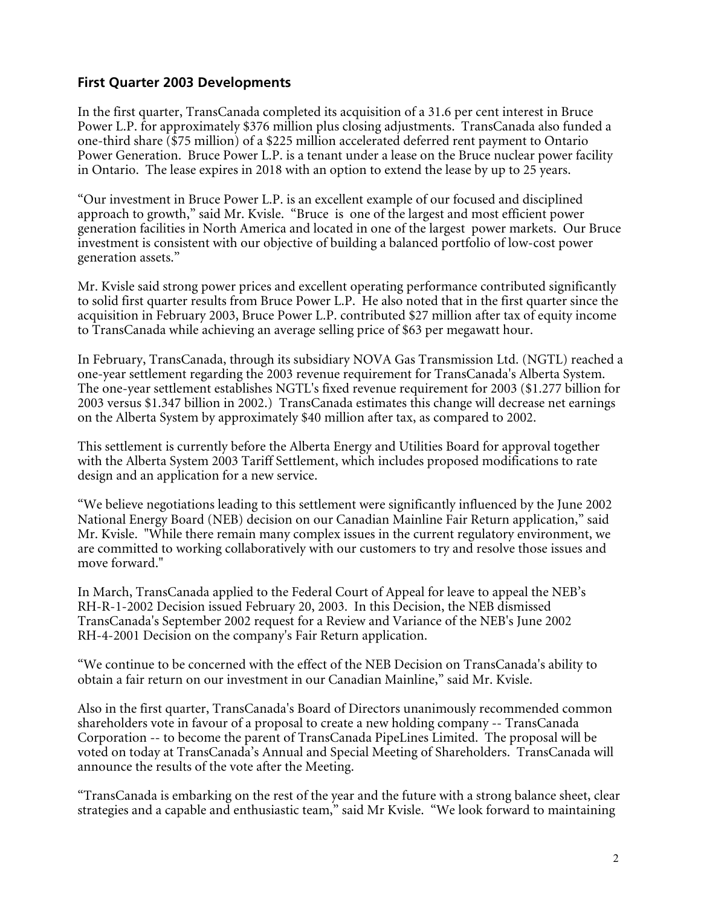## First Quarter 2003 Developments

In the first quarter, TransCanada completed its acquisition of a 31.6 per cent interest in Bruce Power L.P. for approximately $376 million plus closing adjustments. TransCanada also funded a one-third share ($75 million) of a $225 million accelerated deferred rent payment to Ontario Power Generation. Bruce Power L.P. is a tenant under a lease on the Bruce nuclear power facility in Ontario. The lease expires in 2018 with an option to extend the lease by up to 25 years.

"Our investment in Bruce Power L.P. is an excellent example of our focused and disciplined approach to growth," said Mr. Kvisle. "Bruce is one of the largest and most efficient power generation facilities in North America and located in one of the largest power markets. Our Bruce investment is consistent with our objective of building a balanced portfolio of low-cost power generation assets."

Mr. Kvisle said strong power prices and excellent operating performance contributed significantly to solid first quarter results from Bruce Power L.P. He also noted that in the first quarter since the acquisition in February 2003, Bruce Power L.P. contributed $27 million after tax of equity income to TransCanada while achieving an average selling price of $63 per megawatt hour.

In February, TransCanada, through its subsidiary NOVA Gas Transmission Ltd. (NGTL) reached a one-year settlement regarding the 2003 revenue requirement for TransCanada's Alberta System. The one-year settlement establishes NGTL's fixed revenue requirement for 2003 ($1.277 billion for 2003 versus $1.347 billion in 2002.) TransCanada estimates this change will decrease net earnings on the Alberta System by approximately $40 million after tax, as compared to 2002.

This settlement is currently before the Alberta Energy and Utilities Board for approval together with the Alberta System 2003 Tariff Settlement, which includes proposed modifications to rate design and an application for a new service.

"We believe negotiations leading to this settlement were significantly influenced by the June 2002 National Energy Board (NEB) decision on our Canadian Mainline Fair Return application," said Mr. Kvisle. "While there remain many complex issues in the current regulatory environment, we are committed to working collaboratively with our customers to try and resolve those issues and move forward."

In March, TransCanada applied to the Federal Court of Appeal for leave to appeal the NEB's RH-R-1-2002 Decision issued February 20, 2003. In this Decision, the NEB dismissed TransCanada's September 2002 request for a Review and Variance of the NEB's June 2002 RH-4-2001 Decision on the company's Fair Return application.

"We continue to be concerned with the effect of the NEB Decision on TransCanada's ability to obtain a fair return on our investment in our Canadian Mainline," said Mr. Kvisle.

Also in the first quarter, TransCanada's Board of Directors unanimously recommended common shareholders vote in favour of a proposal to create a new holding company -- TransCanada Corporation -- to become the parent of TransCanada PipeLines Limited. The proposal will be voted on today at TransCanada's Annual and Special Meeting of Shareholders. TransCanada will announce the results of the vote after the Meeting.

"TransCanada is embarking on the rest of the year and the future with a strong balance sheet, clear strategies and a capable and enthusiastic team," said Mr Kvisle. "We look forward to maintaining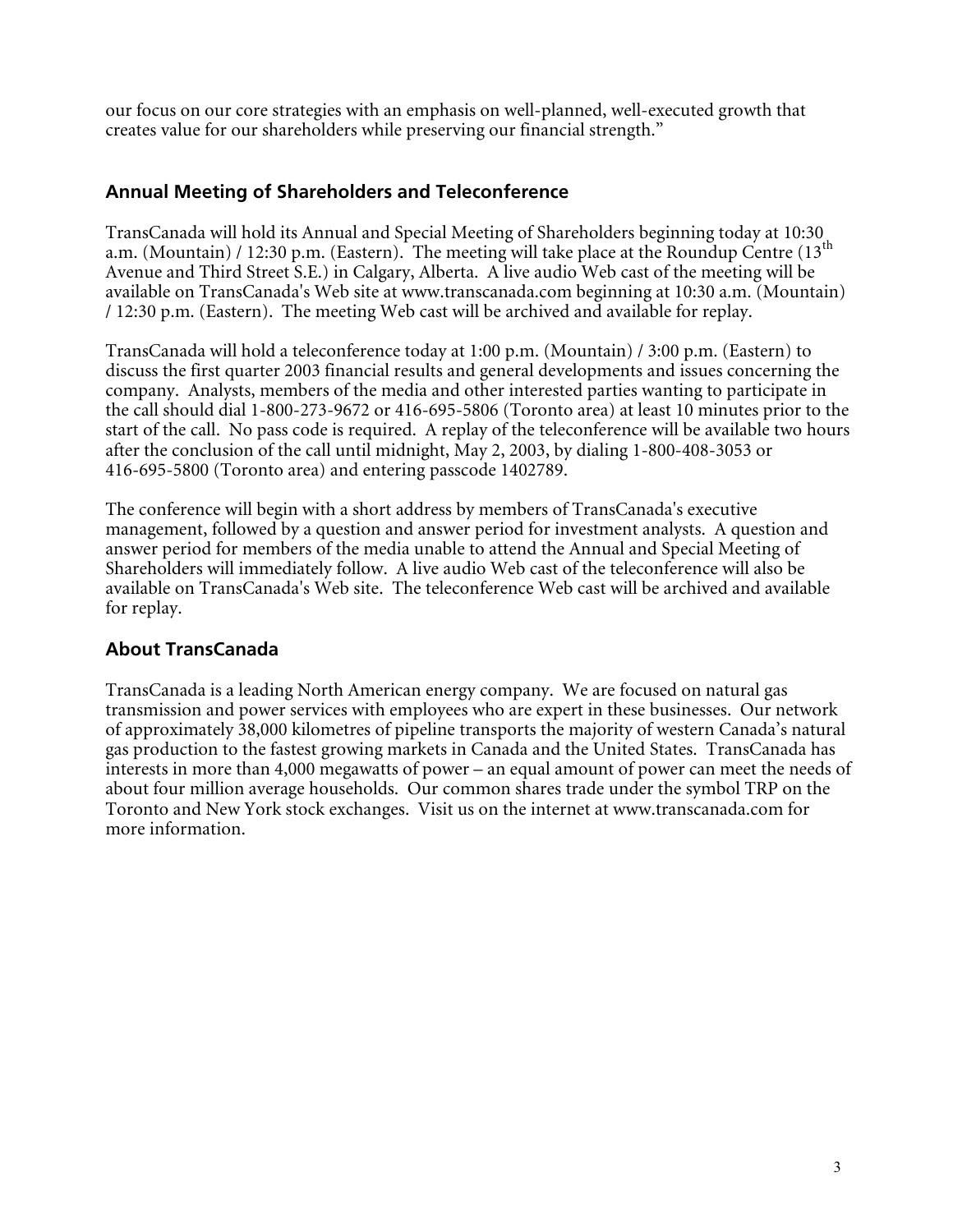our focus on our core strategies with an emphasis on well-planned, well-executed growth that creates value for our shareholders while preserving our financial strength."

## Annual Meeting of Shareholders and Teleconference

TransCanada will hold its Annual and Special Meeting of Shareholders beginning today at 10:30 a.m. (Mountain) / 12:30 p.m. (Eastern). The meeting will take place at the Roundup Centre (13th Avenue and Third Street S.E.) in Calgary, Alberta. A live audio Web cast of the meeting will be available on TransCanada's Web site at www.transcanada.com beginning at 10:30 a.m. (Mountain) / 12:30 p.m. (Eastern). The meeting Web cast will be archived and available for replay.

TransCanada will hold a teleconference today at 1:00 p.m. (Mountain) / 3:00 p.m. (Eastern) to discuss the first quarter 2003 financial results and general developments and issues concerning the company. Analysts, members of the media and other interested parties wanting to participate in the call should dial 1-800-273-9672 or 416-695-5806 (Toronto area) at least 10 minutes prior to the start of the call. No pass code is required. A replay of the teleconference will be available two hours after the conclusion of the call until midnight, May 2, 2003, by dialing 1-800-408-3053 or 416-695-5800 (Toronto area) and entering passcode 1402789.

The conference will begin with a short address by members of TransCanada's executive management, followed by a question and answer period for investment analysts. A question and answer period for members of the media unable to attend the Annual and Special Meeting of Shareholders will immediately follow. A live audio Web cast of the teleconference will also be available on TransCanada's Web site. The teleconference Web cast will be archived and available for replay.

## About TransCanada

TransCanada is a leading North American energy company. We are focused on natural gas transmission and power services with employees who are expert in these businesses. Our network of approximately 38,000 kilometres of pipeline transports the majority of western Canada's natural gas production to the fastest growing markets in Canada and the United States. TransCanada has interests in more than 4,000 megawatts of power – an equal amount of power can meet the needs of about four million average households. Our common shares trade under the symbol TRP on the Toronto and New York stock exchanges. Visit us on the internet at www.transcanada.com for more information.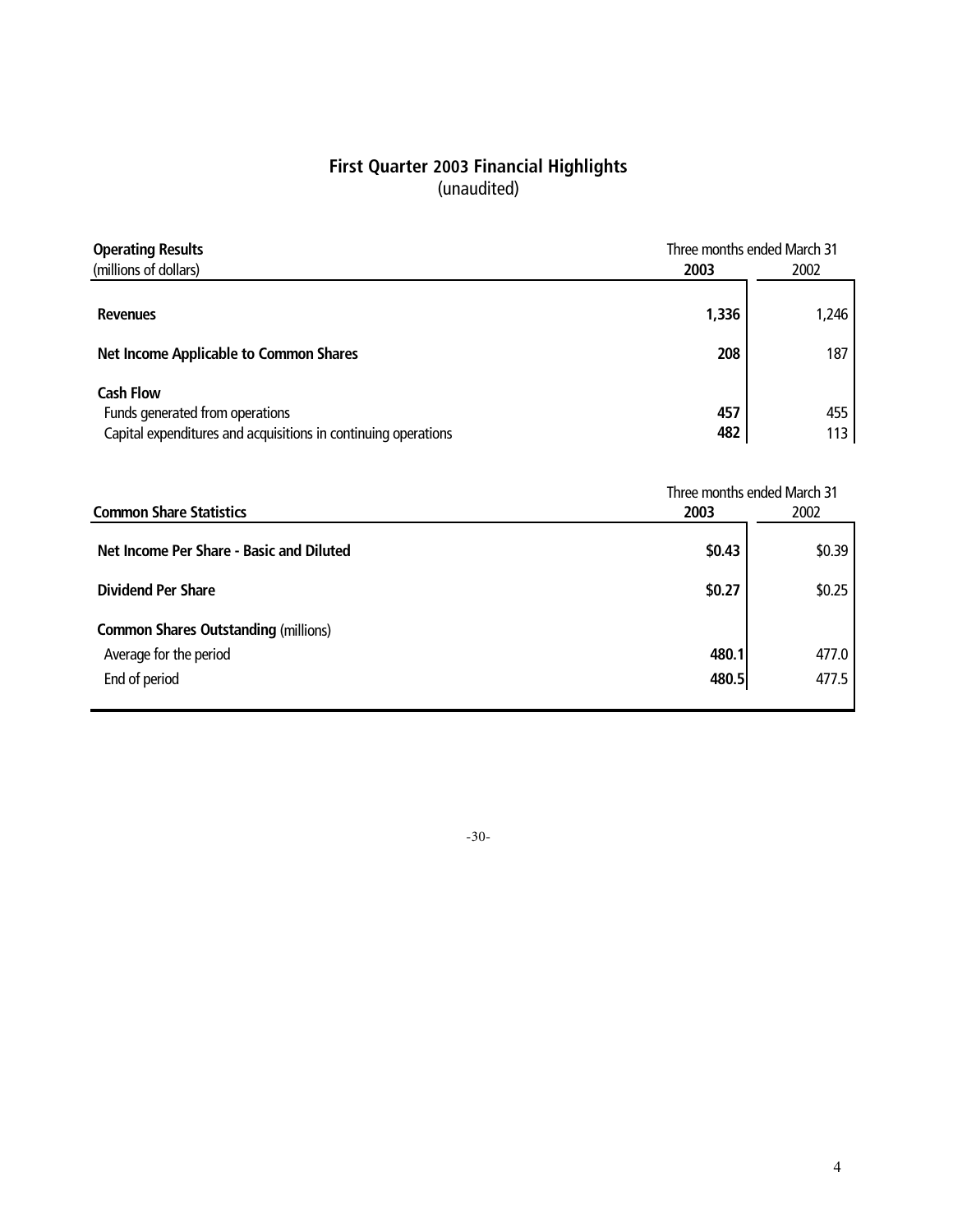## First Quarter 2003 Financial Highlights
(unaudited)

| **Operating Results** (millions of dollars) | Three months ended March 31 **2003** | 2002 |
|---|---|---|
| **Revenues** | **1,336** | 1,246 |
| **Net Income Applicable to Common Shares** | **208** | 187 |
| **Cash Flow** | | |
| Funds generated from operations | **457** | 455 |
| Capital expenditures and acquisitions in continuing operations | **482** | 113 |

| **Common Share Statistics** | Three months ended March 31 **2003** | 2002 |
|---|---|---|
| **Net Income Per Share - Basic and Diluted** | **$0.43** | $0.39 |
| **Dividend Per Share** | **$0.27** | $0.25 |
| **Common Shares Outstanding** (millions) | | |
| Average for the period | **480.1** | 477.0 |
| End of period | **480.5** | 477.5 |

-30-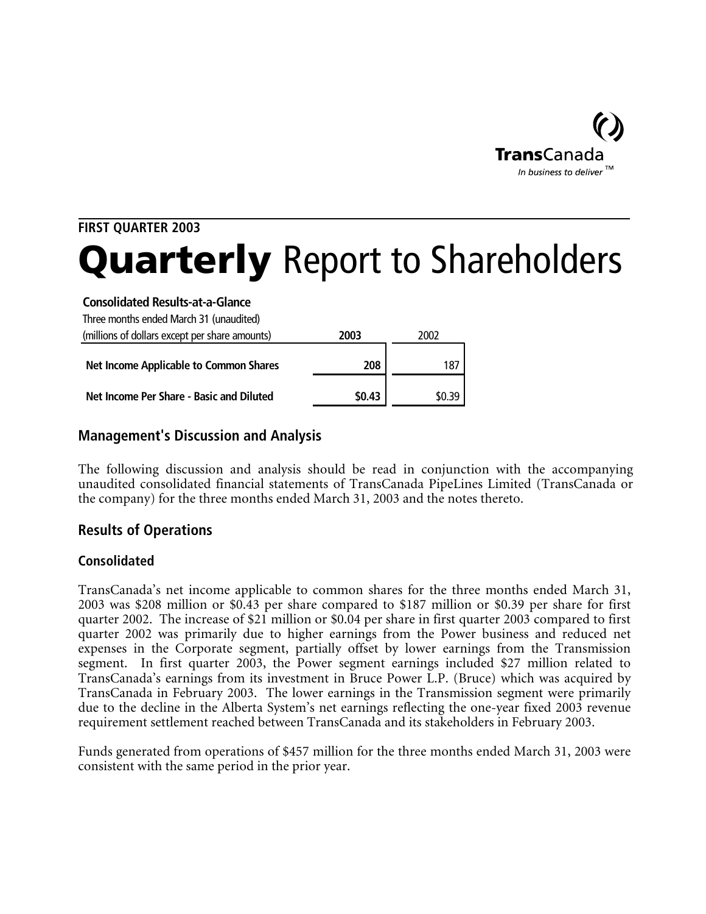TransCanada
*In business to deliver* ™

**FIRST QUARTER 2003**

# **Quarterly** Report to Shareholders

**Consolidated Results-at-a-Glance**

| Three months ended March 31 (unaudited) (millions of dollars except per share amounts) | **2003** | 2002 |
|---|---|---|
| **Net Income Applicable to Common Shares** | **208** | 187 |
| **Net Income Per Share - Basic and Diluted** | **$0.43** | $0.39 |

## Management's Discussion and Analysis

The following discussion and analysis should be read in conjunction with the accompanying unaudited consolidated financial statements of TransCanada PipeLines Limited (TransCanada or the company) for the three months ended March 31, 2003 and the notes thereto.

## Results of Operations

### Consolidated

TransCanada's net income applicable to common shares for the three months ended March 31, 2003 was $208 million or $0.43 per share compared to $187 million or $0.39 per share for first quarter 2002. The increase of $21 million or $0.04 per share in first quarter 2003 compared to first quarter 2002 was primarily due to higher earnings from the Power business and reduced net expenses in the Corporate segment, partially offset by lower earnings from the Transmission segment. In first quarter 2003, the Power segment earnings included $27 million related to TransCanada's earnings from its investment in Bruce Power L.P. (Bruce) which was acquired by TransCanada in February 2003. The lower earnings in the Transmission segment were primarily due to the decline in the Alberta System's net earnings reflecting the one-year fixed 2003 revenue requirement settlement reached between TransCanada and its stakeholders in February 2003.

Funds generated from operations of $457 million for the three months ended March 31, 2003 were consistent with the same period in the prior year.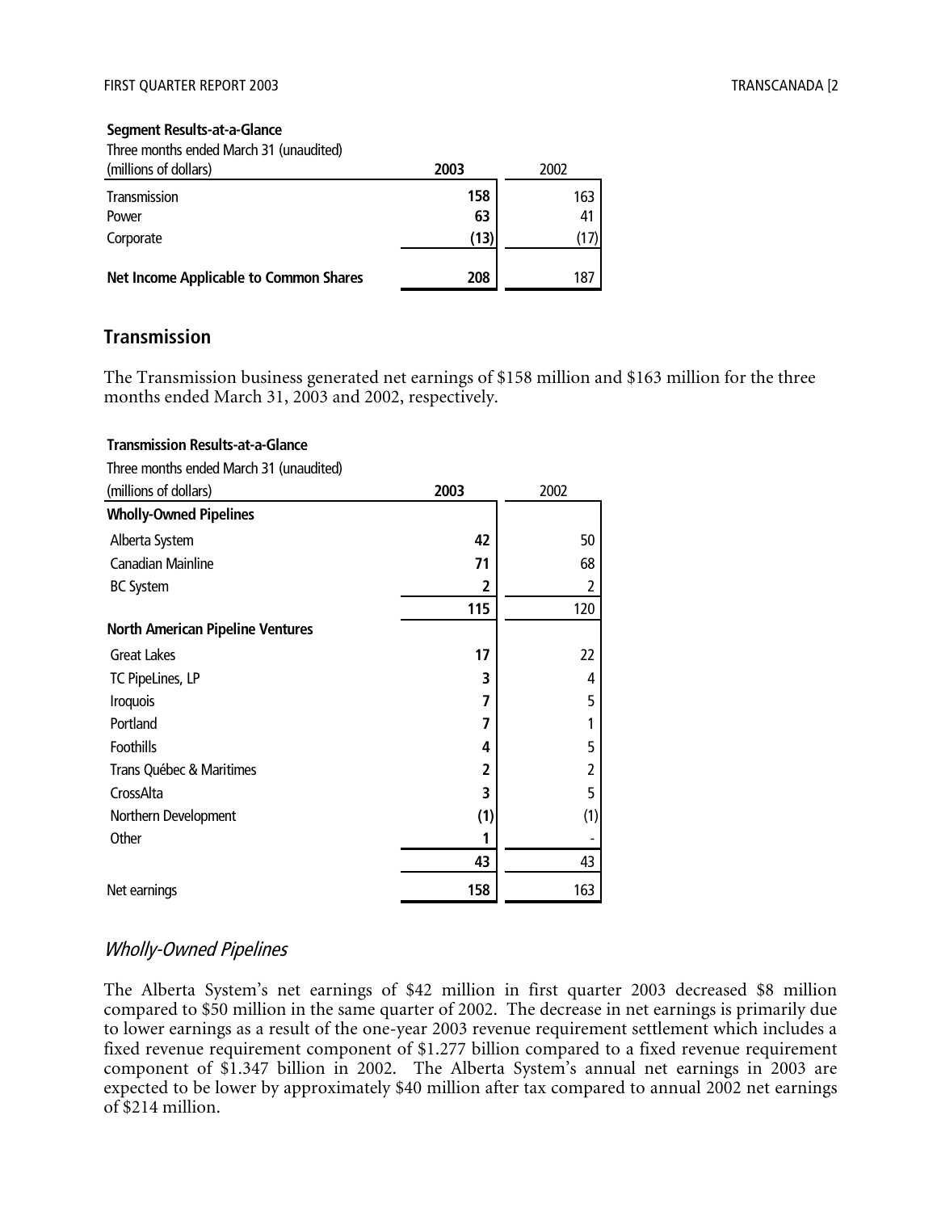**Segment Results-at-a-Glance**

| Three months ended March 31 (unaudited) (millions of dollars) | 2003 | 2002 |
|---|---|---|
| Transmission | **158** | 163 |
| Power | **63** | 41 |
| Corporate | **(13)** | (17) |
| **Net Income Applicable to Common Shares** | **208** | 187 |

## Transmission

The Transmission business generated net earnings of $158 million and $163 million for the three months ended March 31, 2003 and 2002, respectively.

**Transmission Results-at-a-Glance**

| Three months ended March 31 (unaudited) (millions of dollars) | 2003 | 2002 |
|---|---|---|
| **Wholly-Owned Pipelines** | | |
| Alberta System | **42** | 50 |
| Canadian Mainline | **71** | 68 |
| BC System | **2** | 2 |
| | **115** | 120 |
| **North American Pipeline Ventures** | | |
| Great Lakes | **17** | 22 |
| TC PipeLines, LP | **3** | 4 |
| Iroquois | **7** | 5 |
| Portland | **7** | 1 |
| Foothills | **4** | 5 |
| Trans Québec & Maritimes | **2** | 2 |
| CrossAlta | **3** | 5 |
| Northern Development | **(1)** | (1) |
| Other | **1** | - |
| | **43** | 43 |
| Net earnings | **158** | 163 |

### *Wholly-Owned Pipelines*

The Alberta System's net earnings of $42 million in first quarter 2003 decreased $8 million compared to $50 million in the same quarter of 2002. The decrease in net earnings is primarily due to lower earnings as a result of the one-year 2003 revenue requirement settlement which includes a fixed revenue requirement component of $1.277 billion compared to a fixed revenue requirement component of $1.347 billion in 2002. The Alberta System's annual net earnings in 2003 are expected to be lower by approximately $40 million after tax compared to annual 2002 net earnings of $214 million.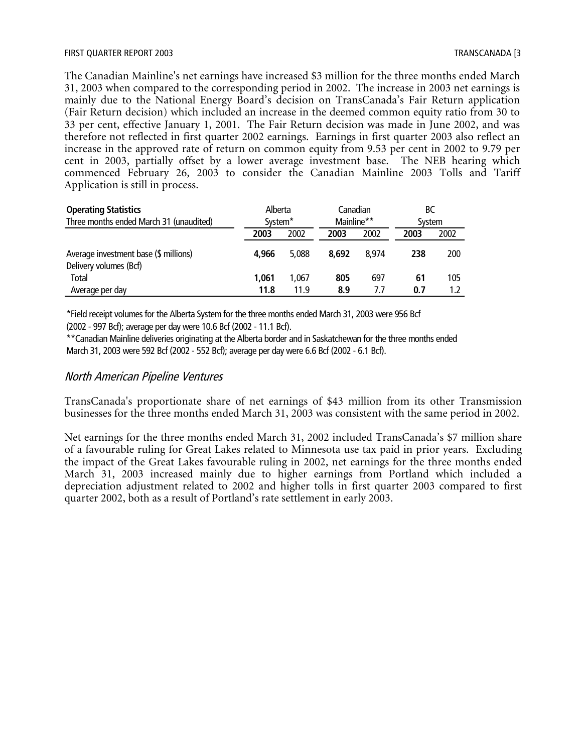The Canadian Mainline's net earnings have increased $3 million for the three months ended March 31, 2003 when compared to the corresponding period in 2002. The increase in 2003 net earnings is mainly due to the National Energy Board's decision on TransCanada's Fair Return application (Fair Return decision) which included an increase in the deemed common equity ratio from 30 to 33 per cent, effective January 1, 2001. The Fair Return decision was made in June 2002, and was therefore not reflected in first quarter 2002 earnings. Earnings in first quarter 2003 also reflect an increase in the approved rate of return on common equity from 9.53 per cent in 2002 to 9.79 per cent in 2003, partially offset by a lower average investment base. The NEB hearing which commenced February 26, 2003 to consider the Canadian Mainline 2003 Tolls and Tariff Application is still in process.

| **Operating Statistics**<br>Three months ended March 31 (unaudited) | Alberta System* | | Canadian Mainline** | | BC System | |
|---|---|---|---|---|---|---|
| | **2003** | 2002 | **2003** | 2002 | **2003** | 2002 |
| Average investment base ($ millions) | **4,966** | 5,088 | **8,692** | 8,974 | **238** | 200 |
| Delivery volumes (Bcf) | | | | | | |
| Total | **1,061** | 1,067 | **805** | 697 | **61** | 105 |
| Average per day | **11.8** | 11.9 | **8.9** | 7.7 | **0.7** | 1.2 |

*Field receipt volumes for the Alberta System for the three months ended March 31, 2003 were 956 Bcf (2002 - 997 Bcf); average per day were 10.6 Bcf (2002 - 11.1 Bcf).

**Canadian Mainline deliveries originating at the Alberta border and in Saskatchewan for the three months ended March 31, 2003 were 592 Bcf (2002 - 552 Bcf); average per day were 6.6 Bcf (2002 - 6.1 Bcf).

## *North American Pipeline Ventures*

TransCanada's proportionate share of net earnings of $43 million from its other Transmission businesses for the three months ended March 31, 2003 was consistent with the same period in 2002.

Net earnings for the three months ended March 31, 2002 included TransCanada's $7 million share of a favourable ruling for Great Lakes related to Minnesota use tax paid in prior years. Excluding the impact of the Great Lakes favourable ruling in 2002, net earnings for the three months ended March 31, 2003 increased mainly due to higher earnings from Portland which included a depreciation adjustment related to 2002 and higher tolls in first quarter 2003 compared to first quarter 2002, both as a result of Portland's rate settlement in early 2003.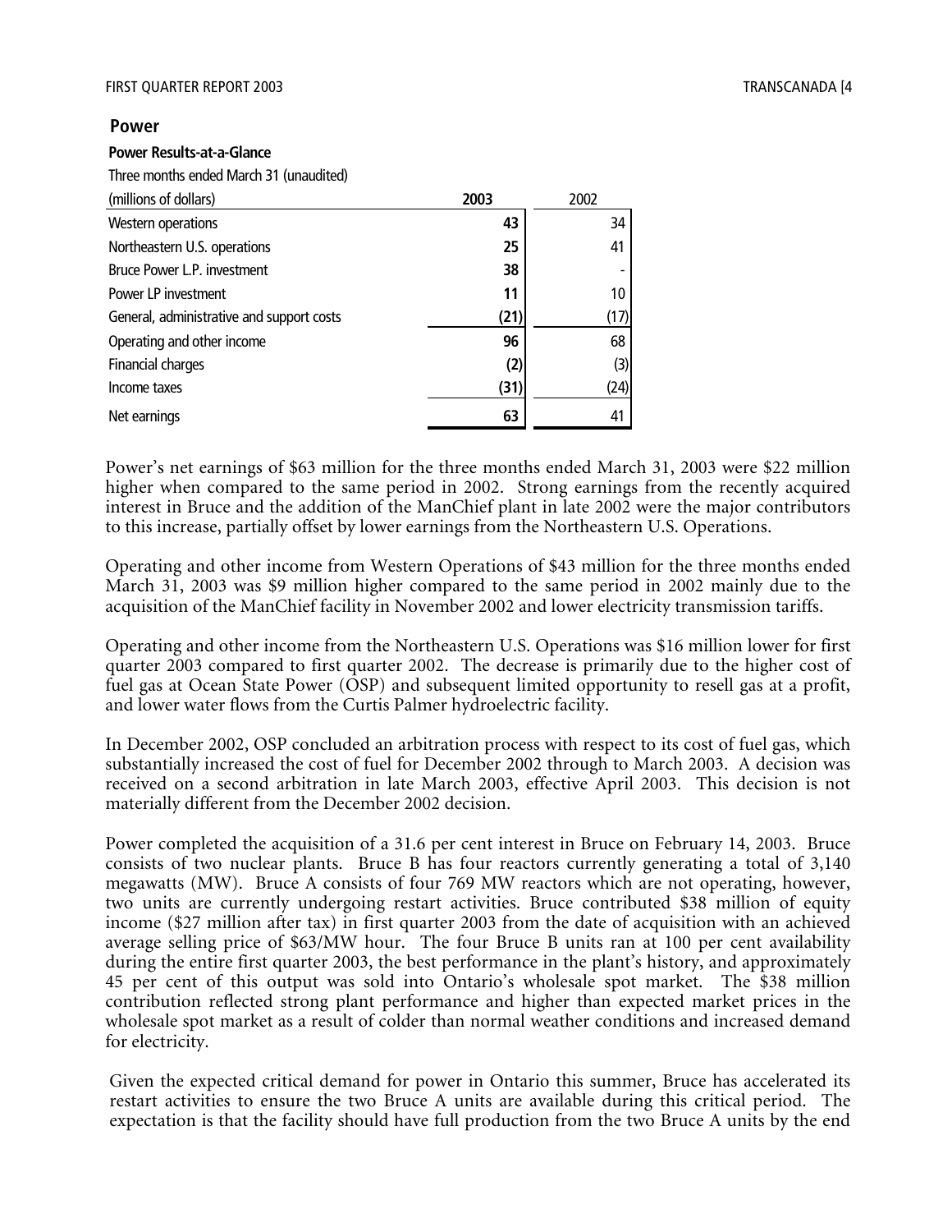## Power

**Power Results-at-a-Glance**

Three months ended March 31 (unaudited)

| (millions of dollars) | 2003 | 2002 |
|---|---|---|
| Western operations | **43** | 34 |
| Northeastern U.S. operations | **25** | 41 |
| Bruce Power L.P. investment | **38** | - |
| Power LP investment | **11** | 10 |
| General, administrative and support costs | **(21)** | (17) |
| Operating and other income | **96** | 68 |
| Financial charges | **(2)** | (3) |
| Income taxes | **(31)** | (24) |
| Net earnings | **63** | 41 |

Power's net earnings of $63 million for the three months ended March 31, 2003 were $22 million higher when compared to the same period in 2002. Strong earnings from the recently acquired interest in Bruce and the addition of the ManChief plant in late 2002 were the major contributors to this increase, partially offset by lower earnings from the Northeastern U.S. Operations.

Operating and other income from Western Operations of $43 million for the three months ended March 31, 2003 was $9 million higher compared to the same period in 2002 mainly due to the acquisition of the ManChief facility in November 2002 and lower electricity transmission tariffs.

Operating and other income from the Northeastern U.S. Operations was $16 million lower for first quarter 2003 compared to first quarter 2002. The decrease is primarily due to the higher cost of fuel gas at Ocean State Power (OSP) and subsequent limited opportunity to resell gas at a profit, and lower water flows from the Curtis Palmer hydroelectric facility.

In December 2002, OSP concluded an arbitration process with respect to its cost of fuel gas, which substantially increased the cost of fuel for December 2002 through to March 2003. A decision was received on a second arbitration in late March 2003, effective April 2003. This decision is not materially different from the December 2002 decision.

Power completed the acquisition of a 31.6 per cent interest in Bruce on February 14, 2003. Bruce consists of two nuclear plants. Bruce B has four reactors currently generating a total of 3,140 megawatts (MW). Bruce A consists of four 769 MW reactors which are not operating, however, two units are currently undergoing restart activities. Bruce contributed $38 million of equity income ($27 million after tax) in first quarter 2003 from the date of acquisition with an achieved average selling price of $63/MW hour. The four Bruce B units ran at 100 per cent availability during the entire first quarter 2003, the best performance in the plant's history, and approximately 45 per cent of this output was sold into Ontario's wholesale spot market. The $38 million contribution reflected strong plant performance and higher than expected market prices in the wholesale spot market as a result of colder than normal weather conditions and increased demand for electricity.

Given the expected critical demand for power in Ontario this summer, Bruce has accelerated its restart activities to ensure the two Bruce A units are available during this critical period. The expectation is that the facility should have full production from the two Bruce A units by the end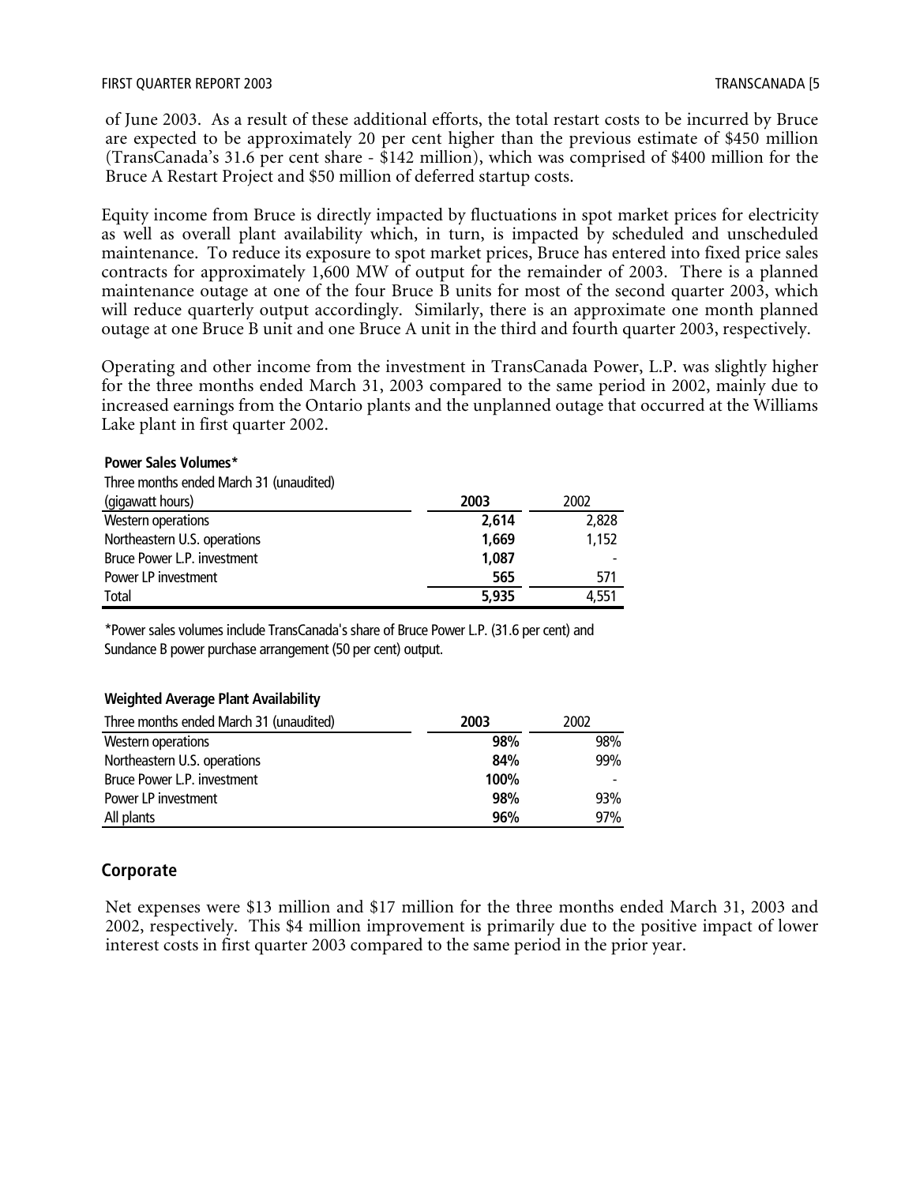of June 2003. As a result of these additional efforts, the total restart costs to be incurred by Bruce are expected to be approximately 20 per cent higher than the previous estimate of $450 million (TransCanada's 31.6 per cent share - $142 million), which was comprised of $400 million for the Bruce A Restart Project and $50 million of deferred startup costs.

Equity income from Bruce is directly impacted by fluctuations in spot market prices for electricity as well as overall plant availability which, in turn, is impacted by scheduled and unscheduled maintenance. To reduce its exposure to spot market prices, Bruce has entered into fixed price sales contracts for approximately 1,600 MW of output for the remainder of 2003. There is a planned maintenance outage at one of the four Bruce B units for most of the second quarter 2003, which will reduce quarterly output accordingly. Similarly, there is an approximate one month planned outage at one Bruce B unit and one Bruce A unit in the third and fourth quarter 2003, respectively.

Operating and other income from the investment in TransCanada Power, L.P. was slightly higher for the three months ended March 31, 2003 compared to the same period in 2002, mainly due to increased earnings from the Ontario plants and the unplanned outage that occurred at the Williams Lake plant in first quarter 2002.

**Power Sales Volumes***

| Three months ended March 31 (unaudited) (gigawatt hours) | 2003 | 2002 |
|---|---|---|
| Western operations | **2,614** | 2,828 |
| Northeastern U.S. operations | **1,669** | 1,152 |
| Bruce Power L.P. investment | **1,087** | - |
| Power LP investment | **565** | 571 |
| Total | **5,935** | 4,551 |

*Power sales volumes include TransCanada's share of Bruce Power L.P. (31.6 per cent) and Sundance B power purchase arrangement (50 per cent) output.

**Weighted Average Plant Availability**

| Three months ended March 31 (unaudited) | 2003 | 2002 |
|---|---|---|
| Western operations | **98%** | 98% |
| Northeastern U.S. operations | **84%** | 99% |
| Bruce Power L.P. investment | **100%** | - |
| Power LP investment | **98%** | 93% |
| All plants | **96%** | 97% |

## Corporate

Net expenses were $13 million and $17 million for the three months ended March 31, 2003 and 2002, respectively. This $4 million improvement is primarily due to the positive impact of lower interest costs in first quarter 2003 compared to the same period in the prior year.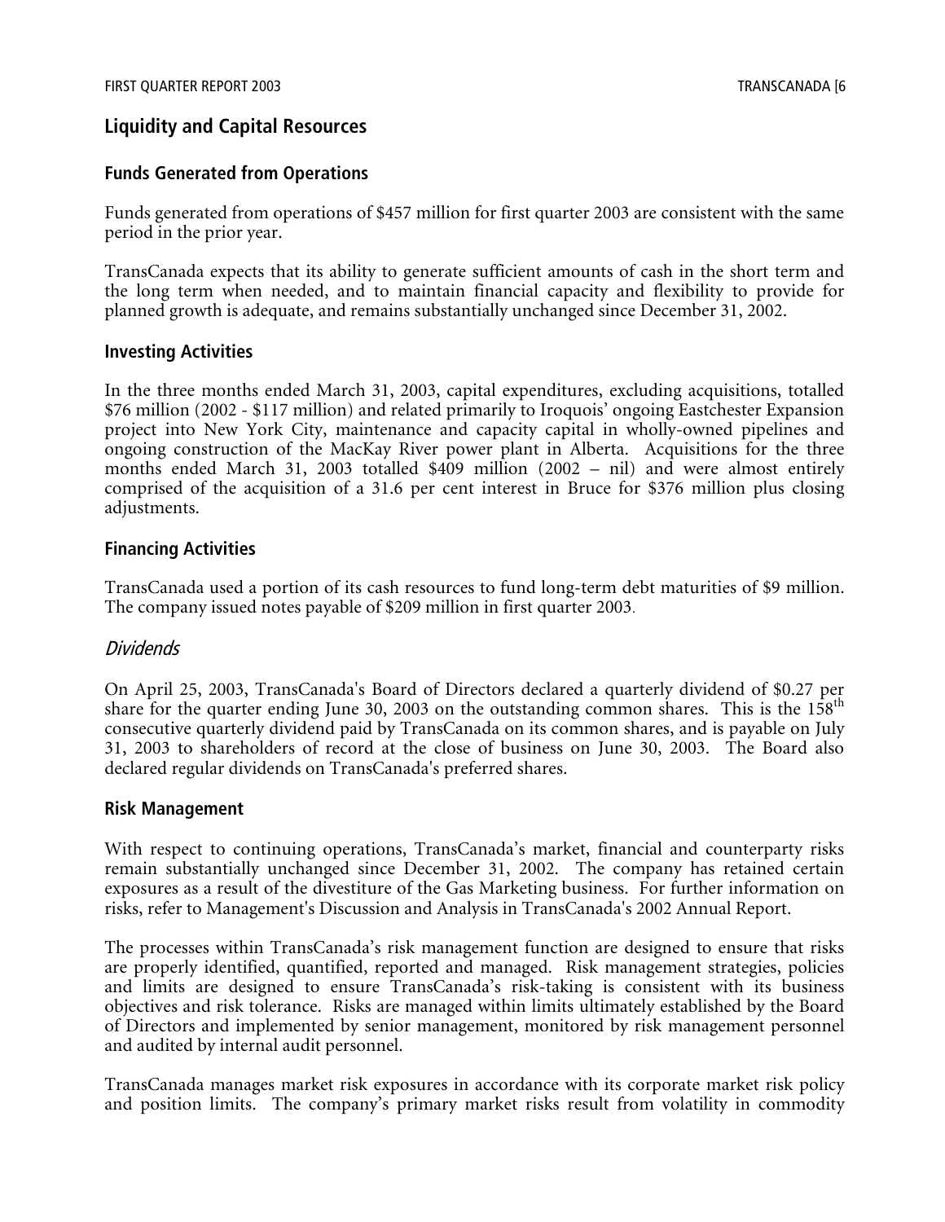## Liquidity and Capital Resources

### Funds Generated from Operations

Funds generated from operations of $457 million for first quarter 2003 are consistent with the same period in the prior year.

TransCanada expects that its ability to generate sufficient amounts of cash in the short term and the long term when needed, and to maintain financial capacity and flexibility to provide for planned growth is adequate, and remains substantially unchanged since December 31, 2002.

### Investing Activities

In the three months ended March 31, 2003, capital expenditures, excluding acquisitions, totalled $76 million (2002 - $117 million) and related primarily to Iroquois' ongoing Eastchester Expansion project into New York City, maintenance and capacity capital in wholly-owned pipelines and ongoing construction of the MacKay River power plant in Alberta. Acquisitions for the three months ended March 31, 2003 totalled $409 million (2002 – nil) and were almost entirely comprised of the acquisition of a 31.6 per cent interest in Bruce for $376 million plus closing adjustments.

### Financing Activities

TransCanada used a portion of its cash resources to fund long-term debt maturities of $9 million. The company issued notes payable of $209 million in first quarter 2003.

*Dividends*

On April 25, 2003, TransCanada's Board of Directors declared a quarterly dividend of $0.27 per share for the quarter ending June 30, 2003 on the outstanding common shares. This is the 158th consecutive quarterly dividend paid by TransCanada on its common shares, and is payable on July 31, 2003 to shareholders of record at the close of business on June 30, 2003. The Board also declared regular dividends on TransCanada's preferred shares.

### Risk Management

With respect to continuing operations, TransCanada's market, financial and counterparty risks remain substantially unchanged since December 31, 2002. The company has retained certain exposures as a result of the divestiture of the Gas Marketing business. For further information on risks, refer to Management's Discussion and Analysis in TransCanada's 2002 Annual Report.

The processes within TransCanada's risk management function are designed to ensure that risks are properly identified, quantified, reported and managed. Risk management strategies, policies and limits are designed to ensure TransCanada's risk-taking is consistent with its business objectives and risk tolerance. Risks are managed within limits ultimately established by the Board of Directors and implemented by senior management, monitored by risk management personnel and audited by internal audit personnel.

TransCanada manages market risk exposures in accordance with its corporate market risk policy and position limits. The company's primary market risks result from volatility in commodity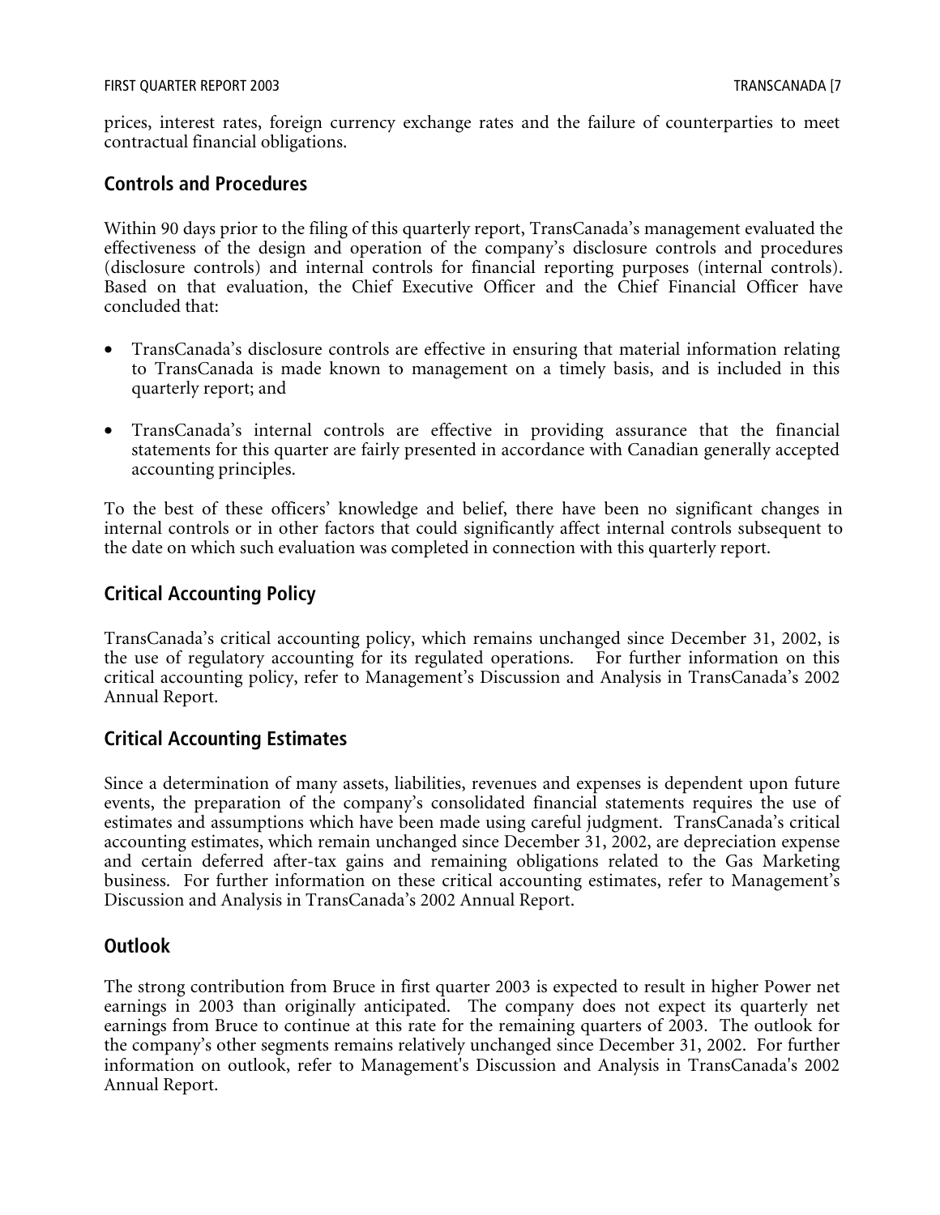prices, interest rates, foreign currency exchange rates and the failure of counterparties to meet contractual financial obligations.

## Controls and Procedures

Within 90 days prior to the filing of this quarterly report, TransCanada's management evaluated the effectiveness of the design and operation of the company's disclosure controls and procedures (disclosure controls) and internal controls for financial reporting purposes (internal controls). Based on that evaluation, the Chief Executive Officer and the Chief Financial Officer have concluded that:

- TransCanada's disclosure controls are effective in ensuring that material information relating to TransCanada is made known to management on a timely basis, and is included in this quarterly report; and

- TransCanada's internal controls are effective in providing assurance that the financial statements for this quarter are fairly presented in accordance with Canadian generally accepted accounting principles.

To the best of these officers' knowledge and belief, there have been no significant changes in internal controls or in other factors that could significantly affect internal controls subsequent to the date on which such evaluation was completed in connection with this quarterly report.

## Critical Accounting Policy

TransCanada's critical accounting policy, which remains unchanged since December 31, 2002, is the use of regulatory accounting for its regulated operations. For further information on this critical accounting policy, refer to Management's Discussion and Analysis in TransCanada's 2002 Annual Report.

## Critical Accounting Estimates

Since a determination of many assets, liabilities, revenues and expenses is dependent upon future events, the preparation of the company's consolidated financial statements requires the use of estimates and assumptions which have been made using careful judgment. TransCanada's critical accounting estimates, which remain unchanged since December 31, 2002, are depreciation expense and certain deferred after-tax gains and remaining obligations related to the Gas Marketing business. For further information on these critical accounting estimates, refer to Management's Discussion and Analysis in TransCanada's 2002 Annual Report.

## Outlook

The strong contribution from Bruce in first quarter 2003 is expected to result in higher Power net earnings in 2003 than originally anticipated. The company does not expect its quarterly net earnings from Bruce to continue at this rate for the remaining quarters of 2003. The outlook for the company's other segments remains relatively unchanged since December 31, 2002. For further information on outlook, refer to Management's Discussion and Analysis in TransCanada's 2002 Annual Report.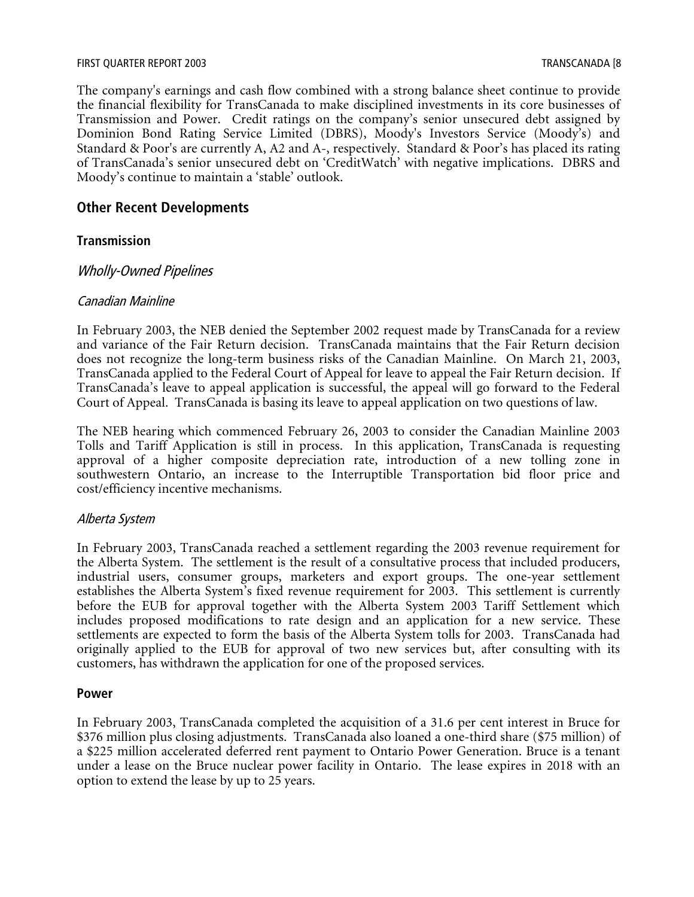The company's earnings and cash flow combined with a strong balance sheet continue to provide the financial flexibility for TransCanada to make disciplined investments in its core businesses of Transmission and Power. Credit ratings on the company's senior unsecured debt assigned by Dominion Bond Rating Service Limited (DBRS), Moody's Investors Service (Moody's) and Standard & Poor's are currently A, A2 and A-, respectively. Standard & Poor's has placed its rating of TransCanada's senior unsecured debt on 'CreditWatch' with negative implications. DBRS and Moody's continue to maintain a 'stable' outlook.

## Other Recent Developments

### Transmission

#### *Wholly-Owned Pipelines*

##### *Canadian Mainline*

In February 2003, the NEB denied the September 2002 request made by TransCanada for a review and variance of the Fair Return decision. TransCanada maintains that the Fair Return decision does not recognize the long-term business risks of the Canadian Mainline. On March 21, 2003, TransCanada applied to the Federal Court of Appeal for leave to appeal the Fair Return decision. If TransCanada's leave to appeal application is successful, the appeal will go forward to the Federal Court of Appeal. TransCanada is basing its leave to appeal application on two questions of law.

The NEB hearing which commenced February 26, 2003 to consider the Canadian Mainline 2003 Tolls and Tariff Application is still in process. In this application, TransCanada is requesting approval of a higher composite depreciation rate, introduction of a new tolling zone in southwestern Ontario, an increase to the Interruptible Transportation bid floor price and cost/efficiency incentive mechanisms.

##### *Alberta System*

In February 2003, TransCanada reached a settlement regarding the 2003 revenue requirement for the Alberta System. The settlement is the result of a consultative process that included producers, industrial users, consumer groups, marketers and export groups. The one-year settlement establishes the Alberta System's fixed revenue requirement for 2003. This settlement is currently before the EUB for approval together with the Alberta System 2003 Tariff Settlement which includes proposed modifications to rate design and an application for a new service. These settlements are expected to form the basis of the Alberta System tolls for 2003. TransCanada had originally applied to the EUB for approval of two new services but, after consulting with its customers, has withdrawn the application for one of the proposed services.

### Power

In February 2003, TransCanada completed the acquisition of a 31.6 per cent interest in Bruce for \$376 million plus closing adjustments. TransCanada also loaned a one-third share (\$75 million) of a \$225 million accelerated deferred rent payment to Ontario Power Generation. Bruce is a tenant under a lease on the Bruce nuclear power facility in Ontario. The lease expires in 2018 with an option to extend the lease by up to 25 years.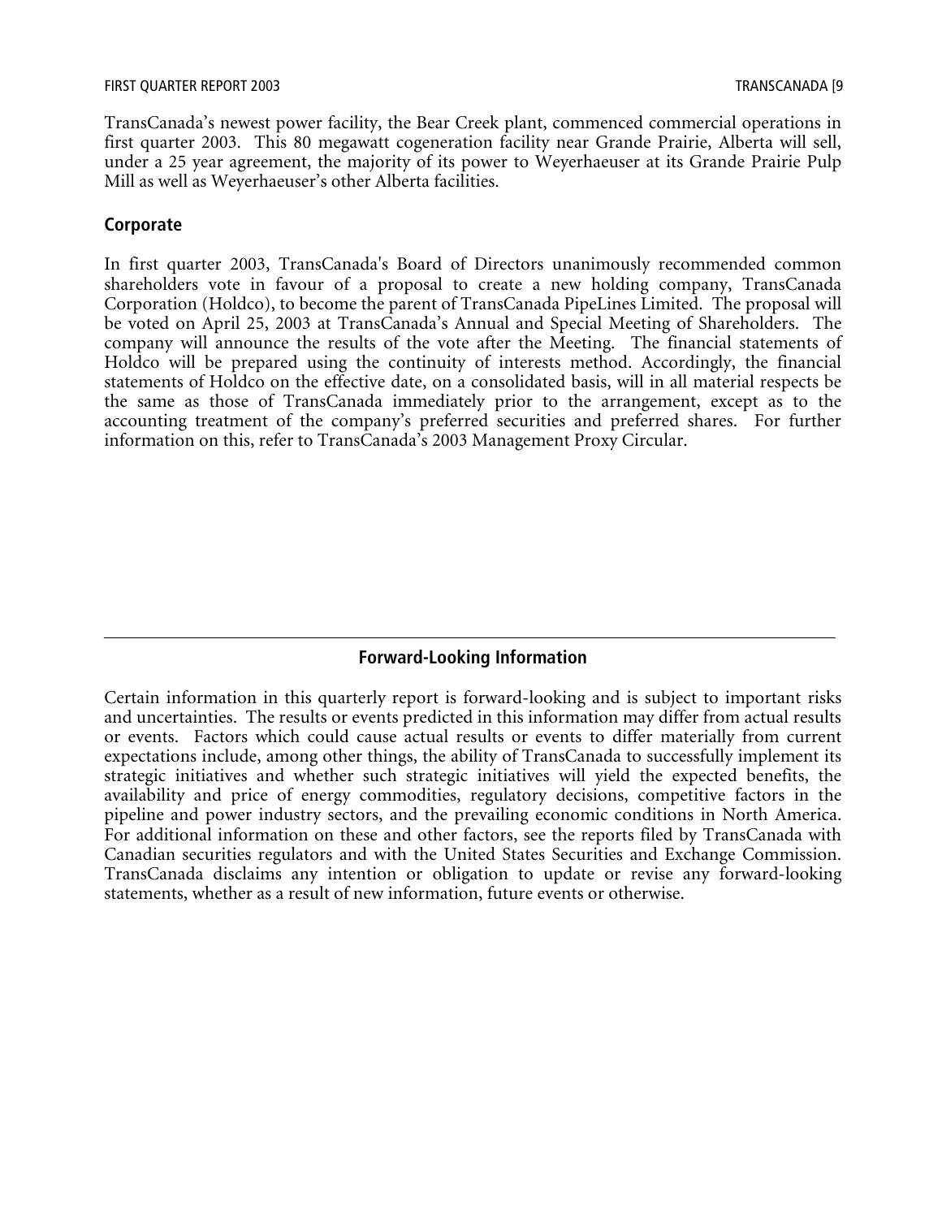TransCanada's newest power facility, the Bear Creek plant, commenced commercial operations in first quarter 2003. This 80 megawatt cogeneration facility near Grande Prairie, Alberta will sell, under a 25 year agreement, the majority of its power to Weyerhaeuser at its Grande Prairie Pulp Mill as well as Weyerhaeuser's other Alberta facilities.

## Corporate

In first quarter 2003, TransCanada's Board of Directors unanimously recommended common shareholders vote in favour of a proposal to create a new holding company, TransCanada Corporation (Holdco), to become the parent of TransCanada PipeLines Limited. The proposal will be voted on April 25, 2003 at TransCanada's Annual and Special Meeting of Shareholders. The company will announce the results of the vote after the Meeting. The financial statements of Holdco will be prepared using the continuity of interests method. Accordingly, the financial statements of Holdco on the effective date, on a consolidated basis, will in all material respects be the same as those of TransCanada immediately prior to the arrangement, except as to the accounting treatment of the company's preferred securities and preferred shares. For further information on this, refer to TransCanada's 2003 Management Proxy Circular.

---

## Forward-Looking Information

Certain information in this quarterly report is forward-looking and is subject to important risks and uncertainties. The results or events predicted in this information may differ from actual results or events. Factors which could cause actual results or events to differ materially from current expectations include, among other things, the ability of TransCanada to successfully implement its strategic initiatives and whether such strategic initiatives will yield the expected benefits, the availability and price of energy commodities, regulatory decisions, competitive factors in the pipeline and power industry sectors, and the prevailing economic conditions in North America. For additional information on these and other factors, see the reports filed by TransCanada with Canadian securities regulators and with the United States Securities and Exchange Commission. TransCanada disclaims any intention or obligation to update or revise any forward-looking statements, whether as a result of new information, future events or otherwise.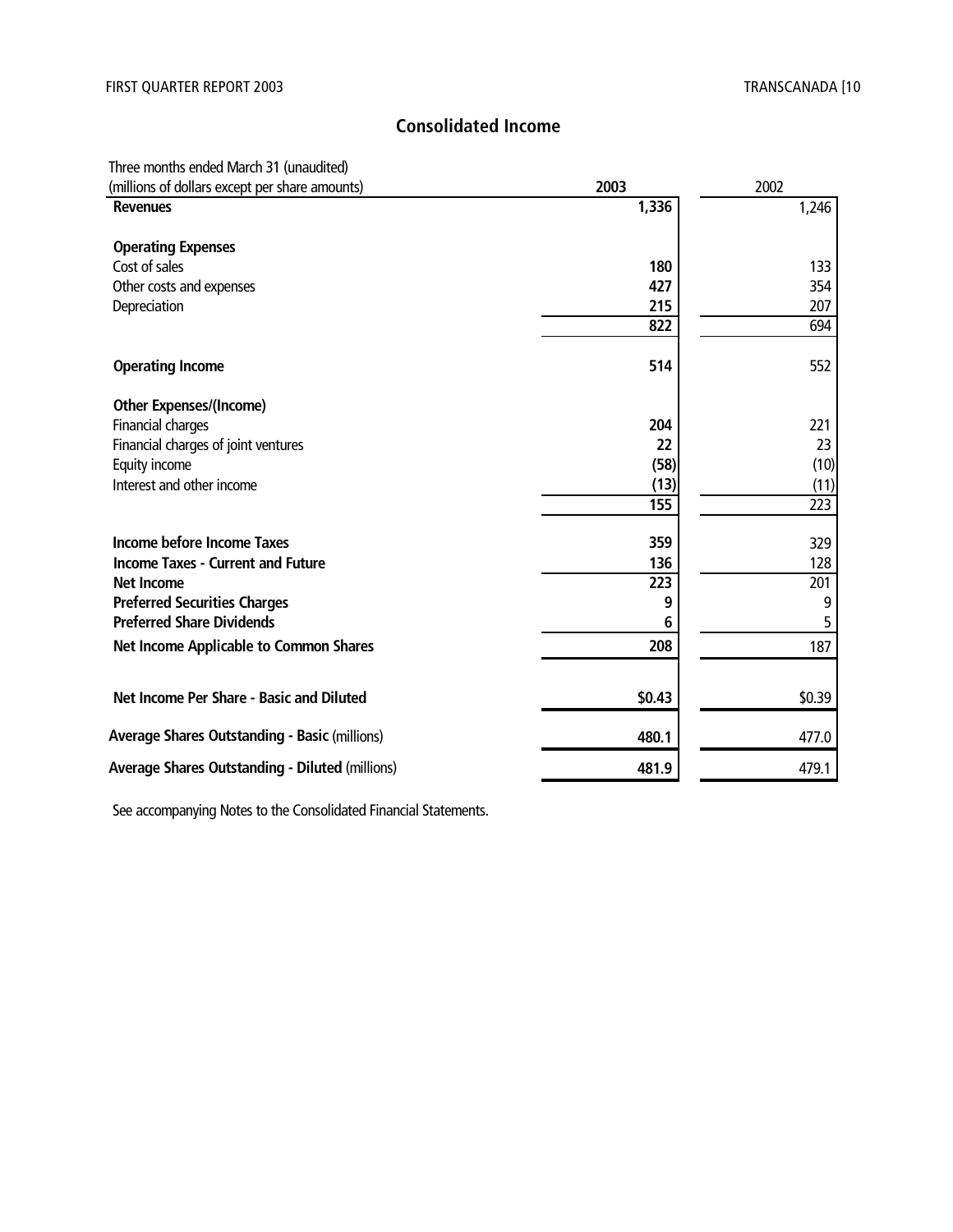## Consolidated Income

| Three months ended March 31 (unaudited)<br>(millions of dollars except per share amounts) | 2003 | 2002 |
|---|---|---|
| **Revenues** | **1,336** | 1,246 |
| | | |
| **Operating Expenses** | | |
| Cost of sales | **180** | 133 |
| Other costs and expenses | **427** | 354 |
| Depreciation | **215** | 207 |
| | **822** | 694 |
| | | |
| **Operating Income** | **514** | 552 |
| | | |
| **Other Expenses/(Income)** | | |
| Financial charges | **204** | 221 |
| Financial charges of joint ventures | **22** | 23 |
| Equity income | **(58)** | (10) |
| Interest and other income | **(13)** | (11) |
| | **155** | 223 |
| | | |
| **Income before Income Taxes** | **359** | 329 |
| **Income Taxes - Current and Future** | **136** | 128 |
| **Net Income** | **223** | 201 |
| **Preferred Securities Charges** | **9** | 9 |
| **Preferred Share Dividends** | **6** | 5 |
| **Net Income Applicable to Common Shares** | **208** | 187 |
| | | |
| **Net Income Per Share - Basic and Diluted** | **$0.43** | $0.39 |
| **Average Shares Outstanding - Basic** (millions) | **480.1** | 477.0 |
| **Average Shares Outstanding - Diluted** (millions) | **481.9** | 479.1 |

See accompanying Notes to the Consolidated Financial Statements.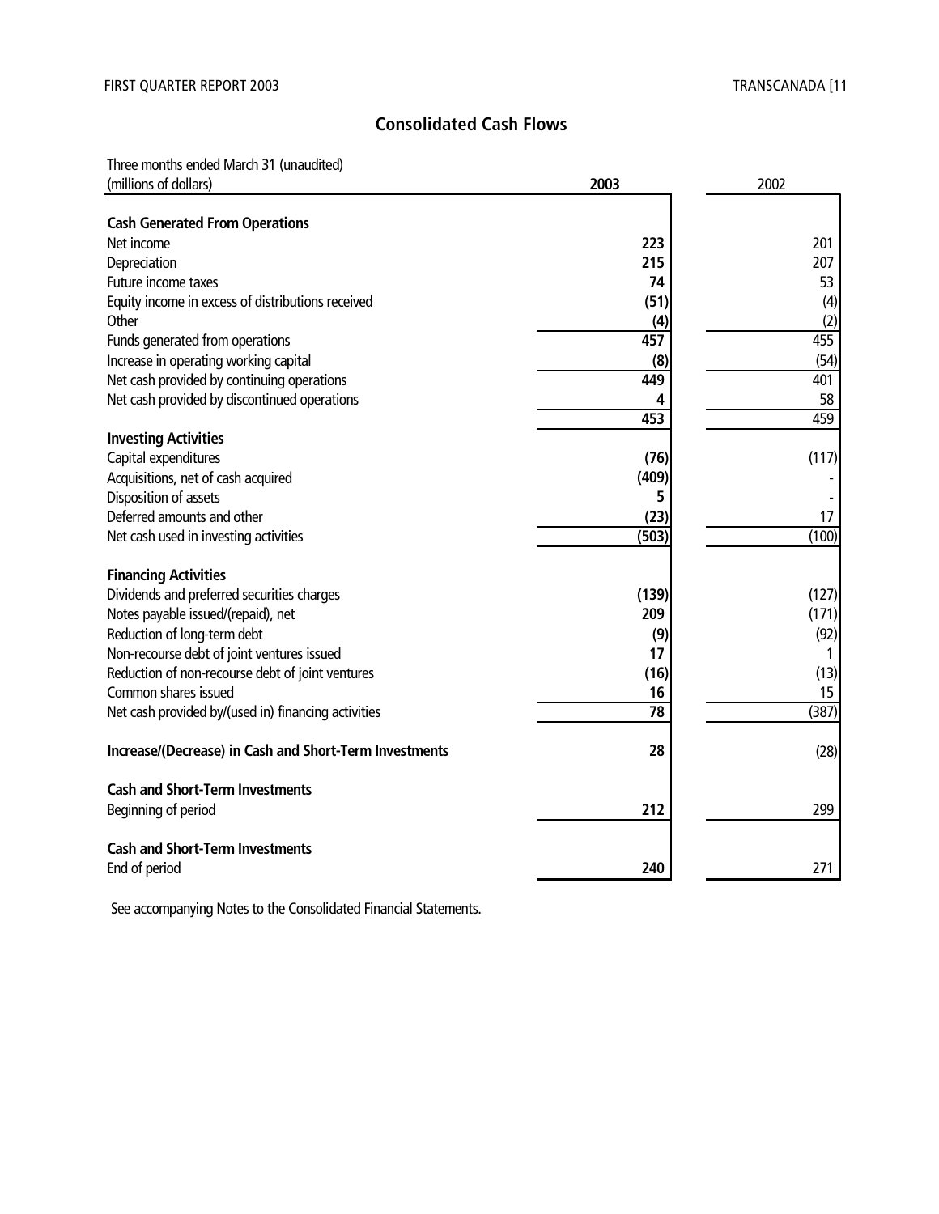## Consolidated Cash Flows

| Three months ended March 31 (unaudited)<br>(millions of dollars) | 2003 | 2002 |
|---|---|---|
| **Cash Generated From Operations** | | |
| Net income | **223** | 201 |
| Depreciation | **215** | 207 |
| Future income taxes | **74** | 53 |
| Equity income in excess of distributions received | **(51)** | (4) |
| Other | **(4)** | (2) |
| Funds generated from operations | **457** | 455 |
| Increase in operating working capital | **(8)** | (54) |
| Net cash provided by continuing operations | **449** | 401 |
| Net cash provided by discontinued operations | **4** | 58 |
| | **453** | 459 |
| **Investing Activities** | | |
| Capital expenditures | **(76)** | (117) |
| Acquisitions, net of cash acquired | **(409)** | - |
| Disposition of assets | **5** | - |
| Deferred amounts and other | **(23)** | 17 |
| Net cash used in investing activities | **(503)** | (100) |
| **Financing Activities** | | |
| Dividends and preferred securities charges | **(139)** | (127) |
| Notes payable issued/(repaid), net | **209** | (171) |
| Reduction of long-term debt | **(9)** | (92) |
| Non-recourse debt of joint ventures issued | **17** | 1 |
| Reduction of non-recourse debt of joint ventures | **(16)** | (13) |
| Common shares issued | **16** | 15 |
| Net cash provided by/(used in) financing activities | **78** | (387) |
| **Increase/(Decrease) in Cash and Short-Term Investments** | **28** | (28) |
| **Cash and Short-Term Investments** | | |
| Beginning of period | **212** | 299 |
| **Cash and Short-Term Investments** | | |
| End of period | **240** | 271 |

See accompanying Notes to the Consolidated Financial Statements.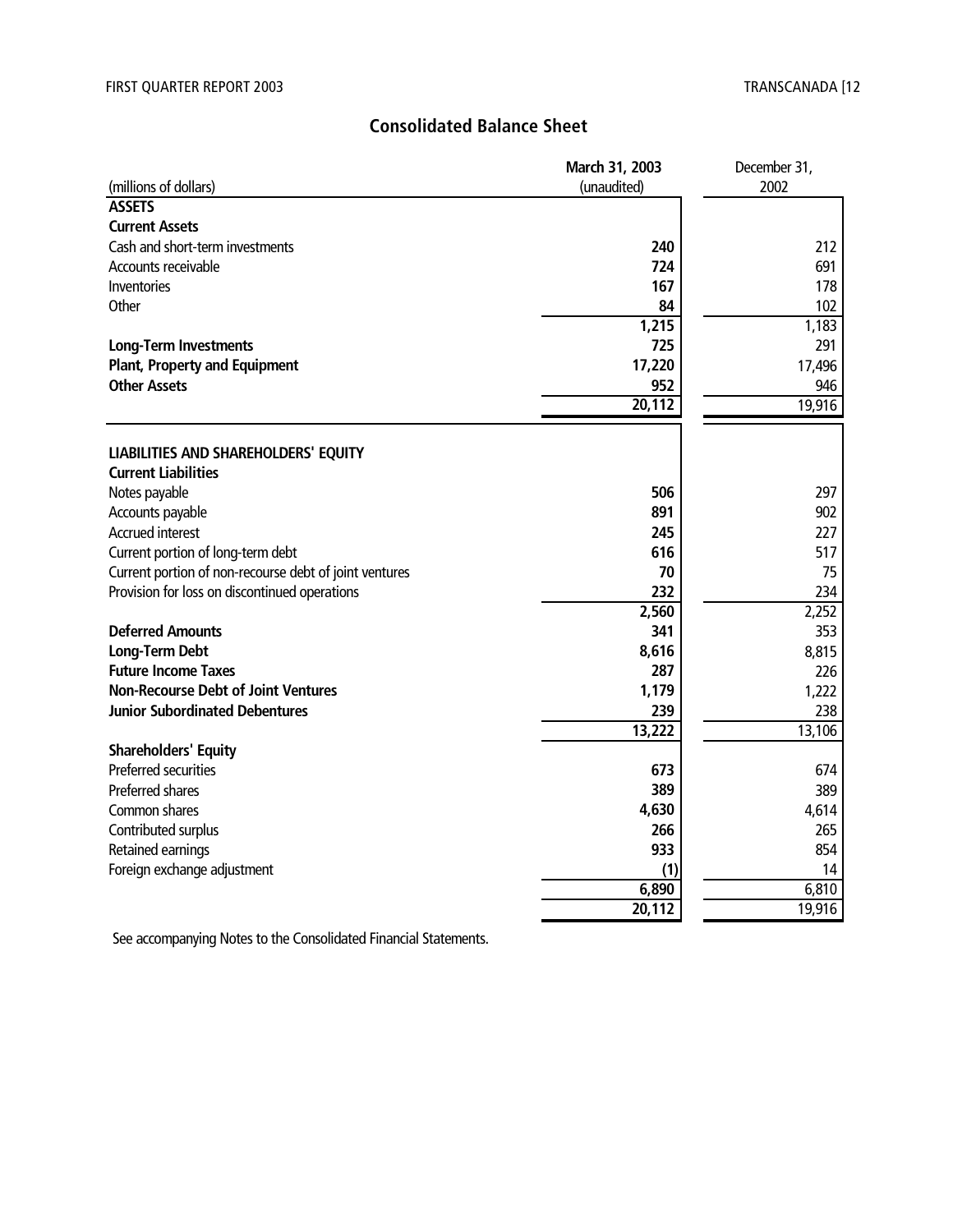## Consolidated Balance Sheet

| (millions of dollars) | March 31, 2003 (unaudited) | December 31, 2002 |
|---|---|---|
| **ASSETS** | | |
| **Current Assets** | | |
| Cash and short-term investments | **240** | 212 |
| Accounts receivable | **724** | 691 |
| Inventories | **167** | 178 |
| Other | **84** | 102 |
| | **1,215** | 1,183 |
| **Long-Term Investments** | **725** | 291 |
| **Plant, Property and Equipment** | **17,220** | 17,496 |
| **Other Assets** | **952** | 946 |
| | **20,112** | 19,916 |
| **LIABILITIES AND SHAREHOLDERS' EQUITY** | | |
| **Current Liabilities** | | |
| Notes payable | **506** | 297 |
| Accounts payable | **891** | 902 |
| Accrued interest | **245** | 227 |
| Current portion of long-term debt | **616** | 517 |
| Current portion of non-recourse debt of joint ventures | **70** | 75 |
| Provision for loss on discontinued operations | **232** | 234 |
| | **2,560** | 2,252 |
| **Deferred Amounts** | **341** | 353 |
| **Long-Term Debt** | **8,616** | 8,815 |
| **Future Income Taxes** | **287** | 226 |
| **Non-Recourse Debt of Joint Ventures** | **1,179** | 1,222 |
| **Junior Subordinated Debentures** | **239** | 238 |
| | **13,222** | 13,106 |
| **Shareholders' Equity** | | |
| Preferred securities | **673** | 674 |
| Preferred shares | **389** | 389 |
| Common shares | **4,630** | 4,614 |
| Contributed surplus | **266** | 265 |
| Retained earnings | **933** | 854 |
| Foreign exchange adjustment | **(1)** | 14 |
| | **6,890** | 6,810 |
| | **20,112** | 19,916 |

See accompanying Notes to the Consolidated Financial Statements.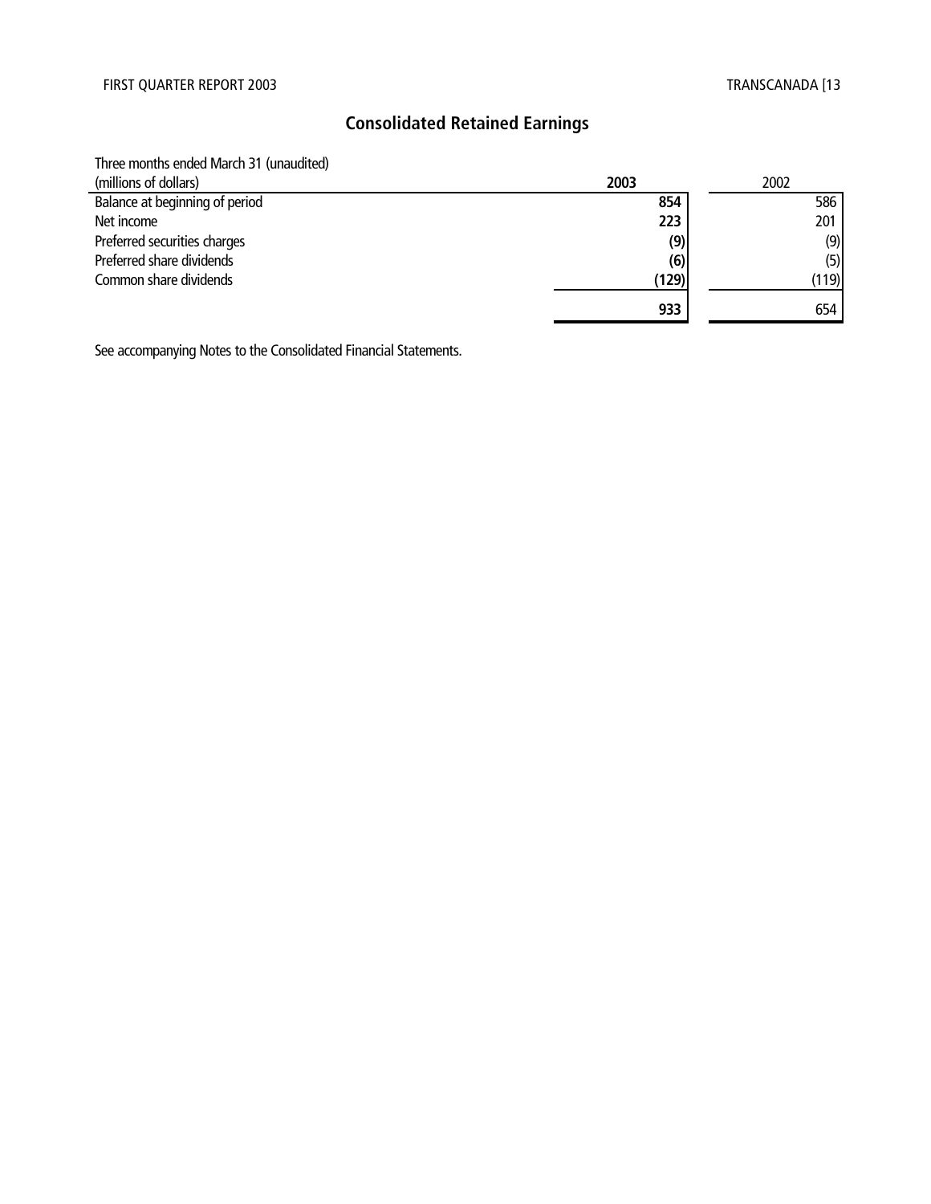# Consolidated Retained Earnings

| Three months ended March 31 (unaudited)<br>(millions of dollars) | **2003** | 2002 |
|---|---|---|
| Balance at beginning of period | **854** | 586 |
| Net income | **223** | 201 |
| Preferred securities charges | **(9)** | (9) |
| Preferred share dividends | **(6)** | (5) |
| Common share dividends | **(129)** | (119) |
| | **933** | 654 |

See accompanying Notes to the Consolidated Financial Statements.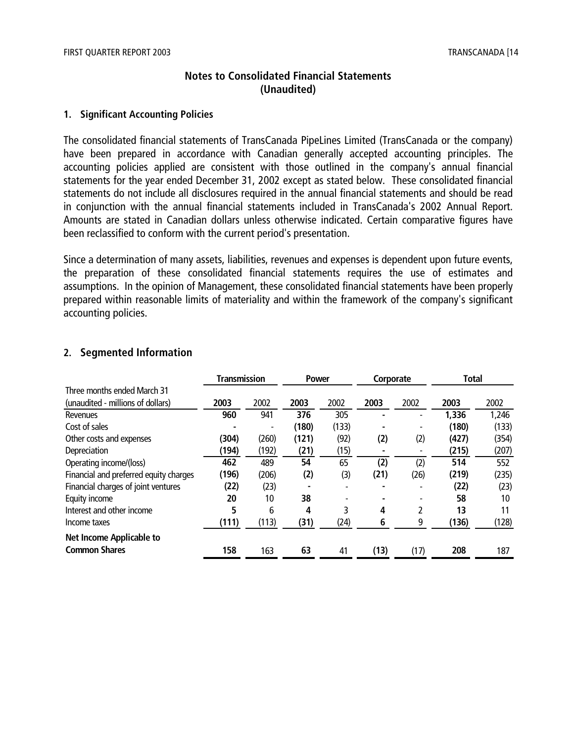# Notes to Consolidated Financial Statements (Unaudited)

## 1. Significant Accounting Policies

The consolidated financial statements of TransCanada PipeLines Limited (TransCanada or the company) have been prepared in accordance with Canadian generally accepted accounting principles. The accounting policies applied are consistent with those outlined in the company's annual financial statements for the year ended December 31, 2002 except as stated below. These consolidated financial statements do not include all disclosures required in the annual financial statements and should be read in conjunction with the annual financial statements included in TransCanada's 2002 Annual Report. Amounts are stated in Canadian dollars unless otherwise indicated. Certain comparative figures have been reclassified to conform with the current period's presentation.

Since a determination of many assets, liabilities, revenues and expenses is dependent upon future events, the preparation of these consolidated financial statements requires the use of estimates and assumptions. In the opinion of Management, these consolidated financial statements have been properly prepared within reasonable limits of materiality and within the framework of the company's significant accounting policies.

## 2. Segmented Information

| Three months ended March 31<br>(unaudited - millions of dollars) | Transmission | | Power | | Corporate | | Total | |
|---|---|---|---|---|---|---|---|---|
| | **2003** | 2002 | **2003** | 2002 | **2003** | 2002 | **2003** | 2002 |
| Revenues | **960** | 941 | **376** | 305 | **-** | - | **1,336** | 1,246 |
| Cost of sales | **-** | - | **(180)** | (133) | **-** | - | **(180)** | (133) |
| Other costs and expenses | **(304)** | (260) | **(121)** | (92) | **(2)** | (2) | **(427)** | (354) |
| Depreciation | **(194)** | (192) | **(21)** | (15) | **-** | - | **(215)** | (207) |
| Operating income/(loss) | **462** | 489 | **54** | 65 | **(2)** | (2) | **514** | 552 |
| Financial and preferred equity charges | **(196)** | (206) | **(2)** | (3) | **(21)** | (26) | **(219)** | (235) |
| Financial charges of joint ventures | **(22)** | (23) | **-** | - | **-** | - | **(22)** | (23) |
| Equity income | **20** | 10 | **38** | - | **-** | - | **58** | 10 |
| Interest and other income | **5** | 6 | **4** | 3 | **4** | 2 | **13** | 11 |
| Income taxes | **(111)** | (113) | **(31)** | (24) | **6** | 9 | **(136)** | (128) |
| **Net Income Applicable to Common Shares** | **158** | 163 | **63** | 41 | **(13)** | (17) | **208** | 187 |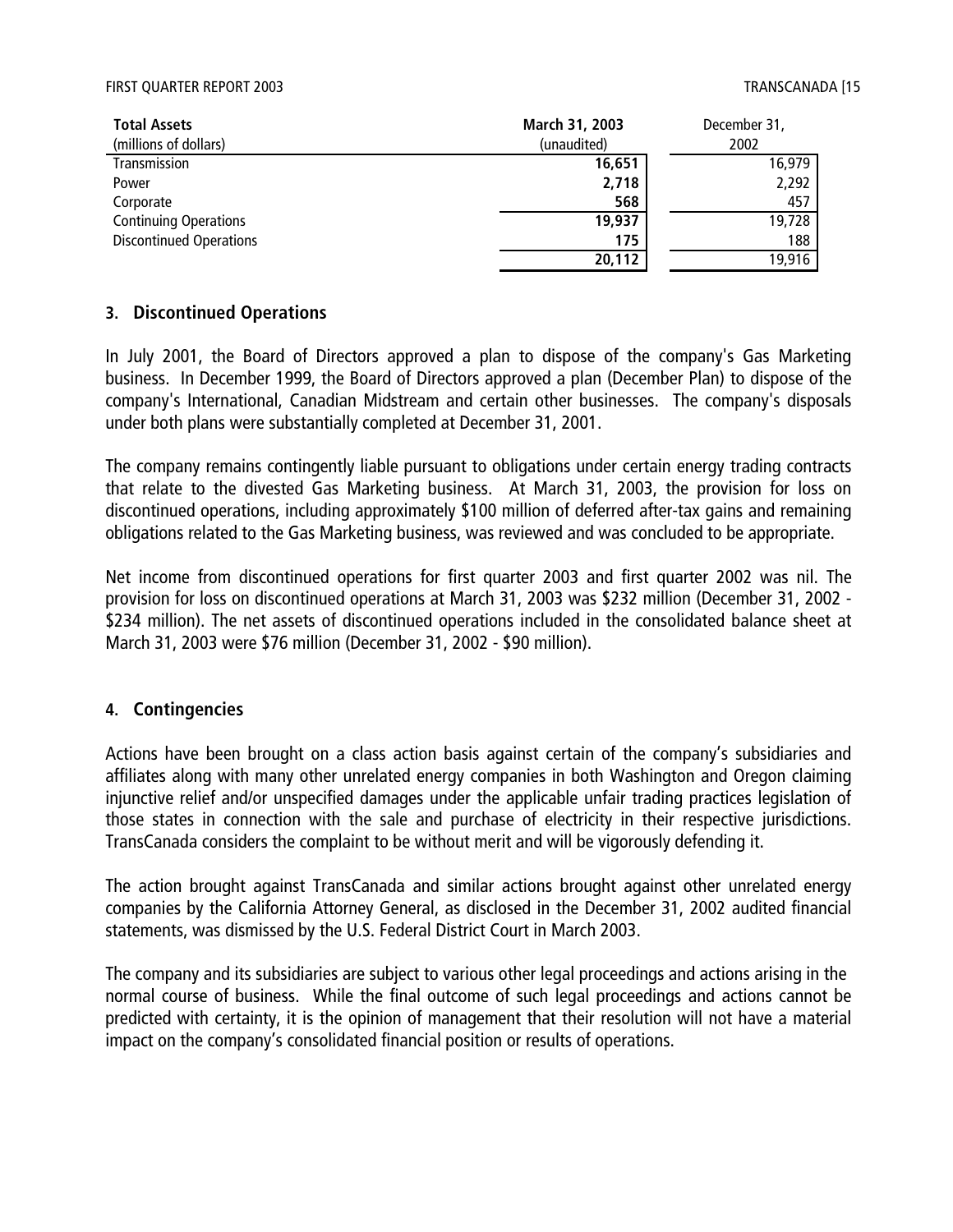| Total Assets (millions of dollars) | March 31, 2003 (unaudited) | December 31, 2002 |
|---|---|---|
| Transmission | **16,651** | 16,979 |
| Power | **2,718** | 2,292 |
| Corporate | **568** | 457 |
| Continuing Operations | **19,937** | 19,728 |
| Discontinued Operations | **175** | 188 |
| | **20,112** | 19,916 |

## 3. Discontinued Operations

In July 2001, the Board of Directors approved a plan to dispose of the company's Gas Marketing business. In December 1999, the Board of Directors approved a plan (December Plan) to dispose of the company's International, Canadian Midstream and certain other businesses. The company's disposals under both plans were substantially completed at December 31, 2001.

The company remains contingently liable pursuant to obligations under certain energy trading contracts that relate to the divested Gas Marketing business. At March 31, 2003, the provision for loss on discontinued operations, including approximately $100 million of deferred after-tax gains and remaining obligations related to the Gas Marketing business, was reviewed and was concluded to be appropriate.

Net income from discontinued operations for first quarter 2003 and first quarter 2002 was nil. The provision for loss on discontinued operations at March 31, 2003 was $232 million (December 31, 2002 - $234 million). The net assets of discontinued operations included in the consolidated balance sheet at March 31, 2003 were $76 million (December 31, 2002 - $90 million).

## 4. Contingencies

Actions have been brought on a class action basis against certain of the company's subsidiaries and affiliates along with many other unrelated energy companies in both Washington and Oregon claiming injunctive relief and/or unspecified damages under the applicable unfair trading practices legislation of those states in connection with the sale and purchase of electricity in their respective jurisdictions. TransCanada considers the complaint to be without merit and will be vigorously defending it.

The action brought against TransCanada and similar actions brought against other unrelated energy companies by the California Attorney General, as disclosed in the December 31, 2002 audited financial statements, was dismissed by the U.S. Federal District Court in March 2003.

The company and its subsidiaries are subject to various other legal proceedings and actions arising in the normal course of business. While the final outcome of such legal proceedings and actions cannot be predicted with certainty, it is the opinion of management that their resolution will not have a material impact on the company's consolidated financial position or results of operations.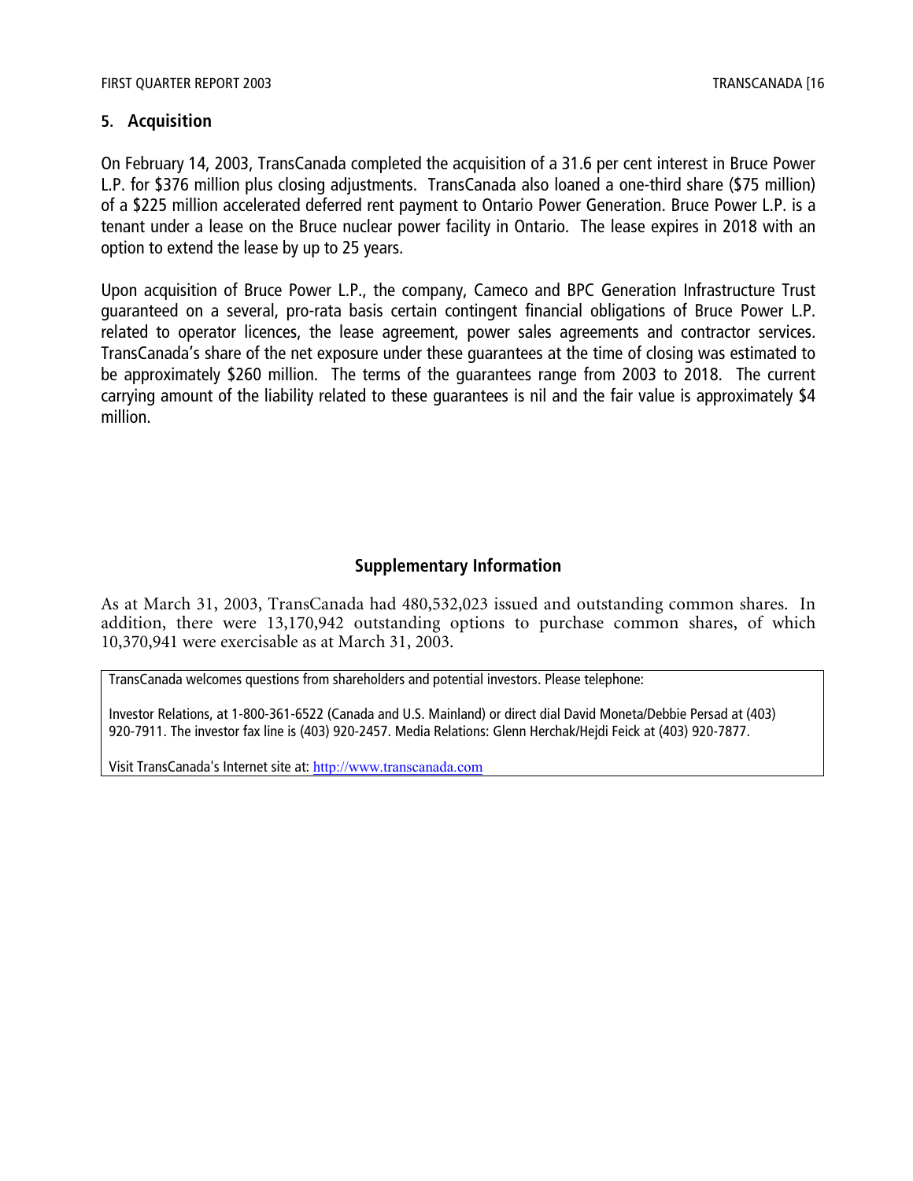## 5. Acquisition

On February 14, 2003, TransCanada completed the acquisition of a 31.6 per cent interest in Bruce Power L.P. for $376 million plus closing adjustments. TransCanada also loaned a one-third share ($75 million) of a $225 million accelerated deferred rent payment to Ontario Power Generation. Bruce Power L.P. is a tenant under a lease on the Bruce nuclear power facility in Ontario. The lease expires in 2018 with an option to extend the lease by up to 25 years.

Upon acquisition of Bruce Power L.P., the company, Cameco and BPC Generation Infrastructure Trust guaranteed on a several, pro-rata basis certain contingent financial obligations of Bruce Power L.P. related to operator licences, the lease agreement, power sales agreements and contractor services. TransCanada's share of the net exposure under these guarantees at the time of closing was estimated to be approximately $260 million. The terms of the guarantees range from 2003 to 2018. The current carrying amount of the liability related to these guarantees is nil and the fair value is approximately $4 million.

## Supplementary Information

As at March 31, 2003, TransCanada had 480,532,023 issued and outstanding common shares. In addition, there were 13,170,942 outstanding options to purchase common shares, of which 10,370,941 were exercisable as at March 31, 2003.

TransCanada welcomes questions from shareholders and potential investors. Please telephone:

Investor Relations, at 1-800-361-6522 (Canada and U.S. Mainland) or direct dial David Moneta/Debbie Persad at (403) 920-7911. The investor fax line is (403) 920-2457. Media Relations: Glenn Herchak/Hejdi Feick at (403) 920-7877.

Visit TransCanada's Internet site at: http://www.transcanada.com